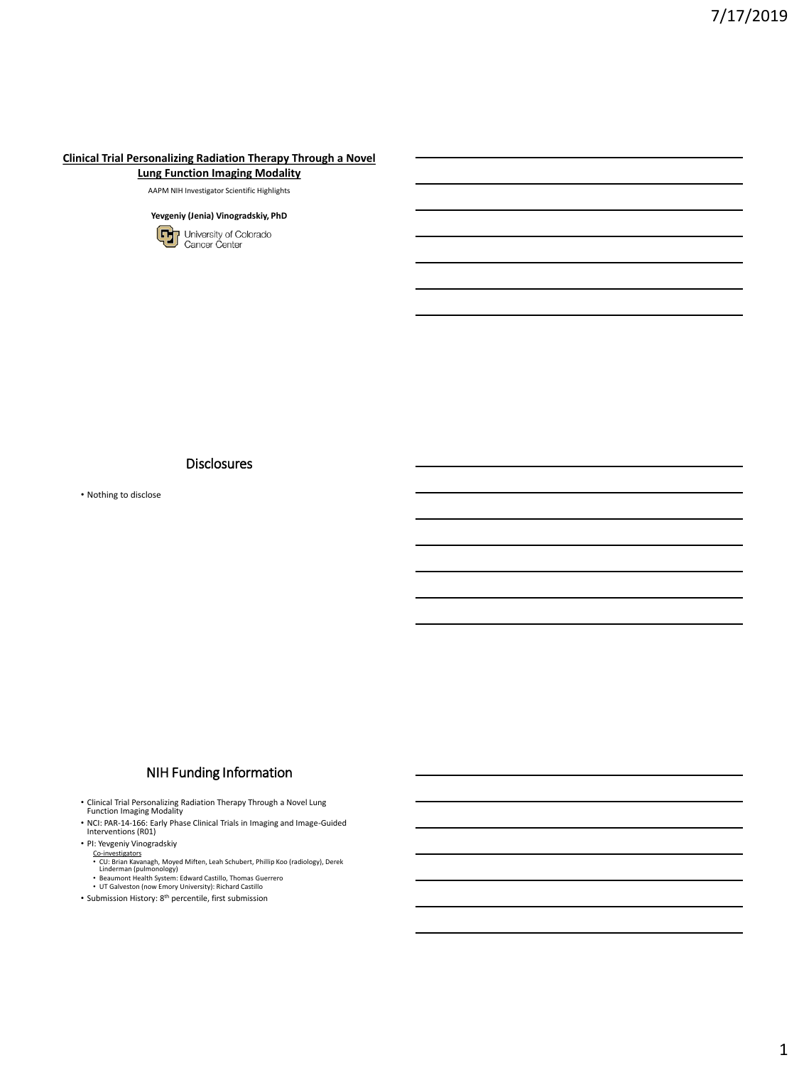**Clinical Trial Personalizing Radiation Therapy Through a Novel Lung Function Imaging Modality**

AAPM NIH Investigator Scientific Highlights

**Yevgeniy (Jenia) Vinogradskiy, PhD**

University of Colorado Cancer Center

## Disclosures

- Nothing to disclose

## NIH Funding Information

- Clinical Trial Personalizing Radiation Therapy Through a Novel Lung Function Imaging Modality
- NCI: PAR-14-166: Early Phase Clinical Trials in Imaging and Image-Guided Interventions (R01)
- PI: Yevgeniy Vinogradskiy
  - Co-investigators
    - CU: Brian Kavanagh, Moyed Miften, Leah Schubert, Phillip Koo (radiology), Derek Linderman (pulmonology)
    - Beaumont Health System: Edward Castillo, Thomas Guerrero
    - UT Galveston (now Emory University): Richard Castillo
- Submission History: 8th percentile, first submission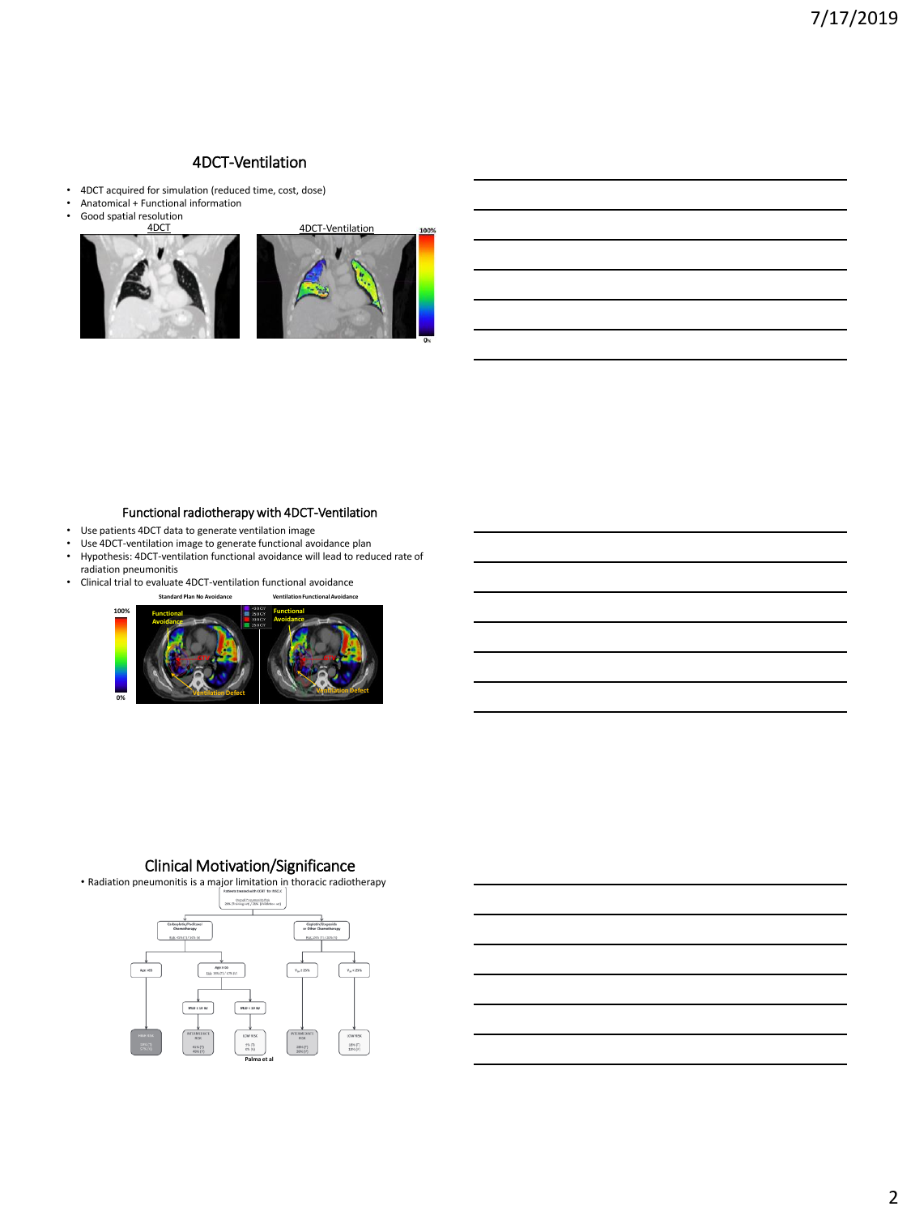## 4DCT-Ventilation

- 4DCT acquired for simulation (reduced time, cost, dose)
- Anatomical + Functional information
- Good spatial resolution

## Functional radiotherapy with 4DCT-Ventilation

- Use patients 4DCT data to generate ventilation image
- Use 4DCT-ventilation image to generate functional avoidance plan
- Hypothesis: 4DCT-ventilation functional avoidance will lead to reduced rate of radiation pneumonitis
- Clinical trial to evaluate 4DCT-ventilation functional avoidance

## Clinical Motivation/Significance

- Radiation pneumonitis is a major limitation in thoracic radiotherapy

Palma et al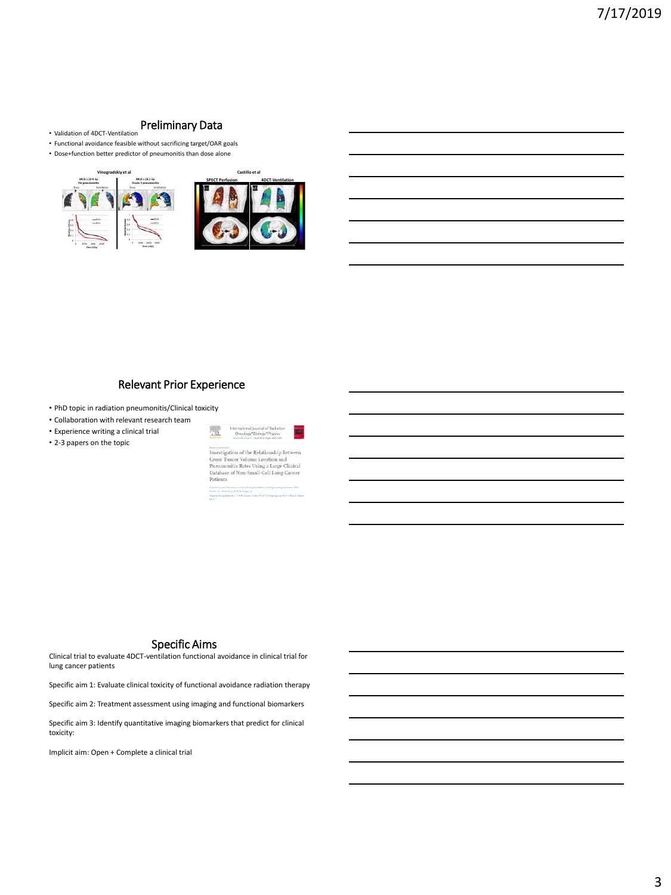## Preliminary Data

- Validation of 4DCT-Ventilation
- Functional avoidance feasible without sacrificing target/OAR goals
- Dose+function better predictor of pneumonitis than dose alone

Vinogradskiy et al

Castillo et al

## Relevant Prior Experience

- PhD topic in radiation pneumonitis/Clinical toxicity
- Collaboration with relevant research team
- Experience writing a clinical trial
- 2-3 papers on the topic

International Journal of Radiation Oncology*Biology*Physics

Investigation of the Relationship Between Gross Tumor Volume Location and Pneumonitis Rates Using a Large Clinical Database of Non-Small-Cell Lung Cancer Patients

## Specific Aims

Clinical trial to evaluate 4DCT-ventilation functional avoidance in clinical trial for lung cancer patients

Specific aim 1: Evaluate clinical toxicity of functional avoidance radiation therapy

Specific aim 2: Treatment assessment using imaging and functional biomarkers

Specific aim 3: Identify quantitative imaging biomarkers that predict for clinical toxicity:

Implicit aim: Open + Complete a clinical trial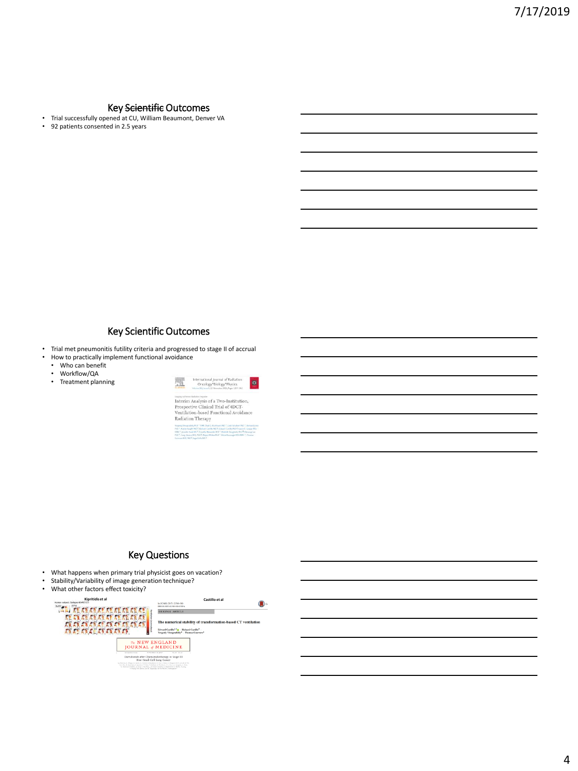## Key ~~Scientific~~ Outcomes

- Trial successfully opened at CU, William Beaumont, Denver VA
- 92 patients consented in 2.5 years

## Key Scientific Outcomes

- Trial met pneumonitis futility criteria and progressed to stage II of accrual
- How to practically implement functional avoidance
  - Who can benefit
  - Workflow/QA
  - Treatment planning

International Journal of Radiation Oncology•Biology•Physics

Interim Analysis of a Two-Institution, Prospective Clinical Trial of 4DCT-Ventilation-based Functional Avoidance Radiation Therapy

## Key Questions

- What happens when primary trial physicist goes on vacation?
- Stability/Variability of image generation technique?
- What other factors effect toxicity?

Kipritidis et al

Castillo et al

The numerical stability of transformation-based CT ventilation

The NEW ENGLAND JOURNAL of MEDICINE

Durvalumab after Chemoradiotherapy in Stage III Non–Small-Cell Lung Cancer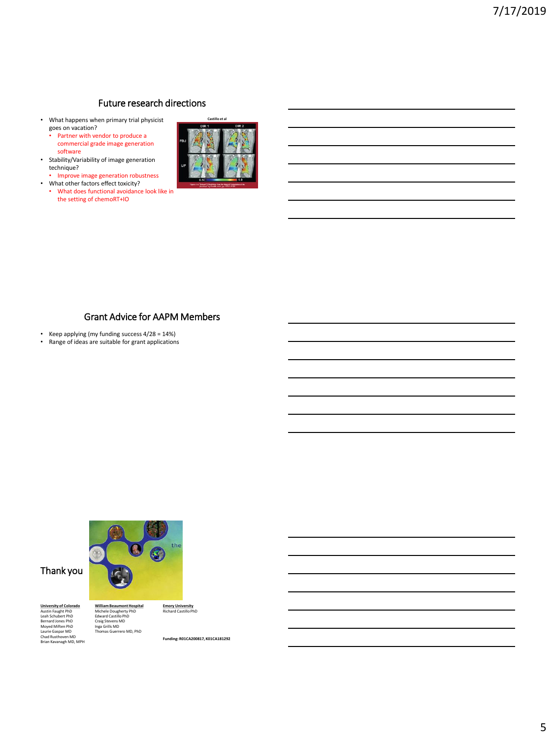## Future research directions

- What happens when primary trial physicist goes on vacation?
  - Partner with vendor to produce a commercial grade image generation software
- Stability/Variability of image generation technique?
  - Improve image generation robustness
- What other factors effect toxicity?
  - What does functional avoidance look like in the setting of chemoRT+IO

Castillo et al

DIR 1 DIR 2

FDJ

IJF

0.5 1.0

## Grant Advice for AAPM Members

- Keep applying (my funding success 4/28 = 14%)
- Range of ideas are suitable for grant applications

## Thank you

**University of Colorado**
Austin Faught PhD
Leah Schubert PhD
Bernard Jones PhD
Moyed Miften PhD
Laurie Gaspar MD
Chad Rusthoven MD
Brian Kavanagh MD, MPH

**William Beaumont Hospital**
Michele Dougherty PhD
Edward Castillo PhD
Craig Stevens MD
Inga Grills MD
Thomas Guerrero MD, PhD

**Emory University**
Richard Castillo PhD

**Funding: R01CA200817, K01CA181292**